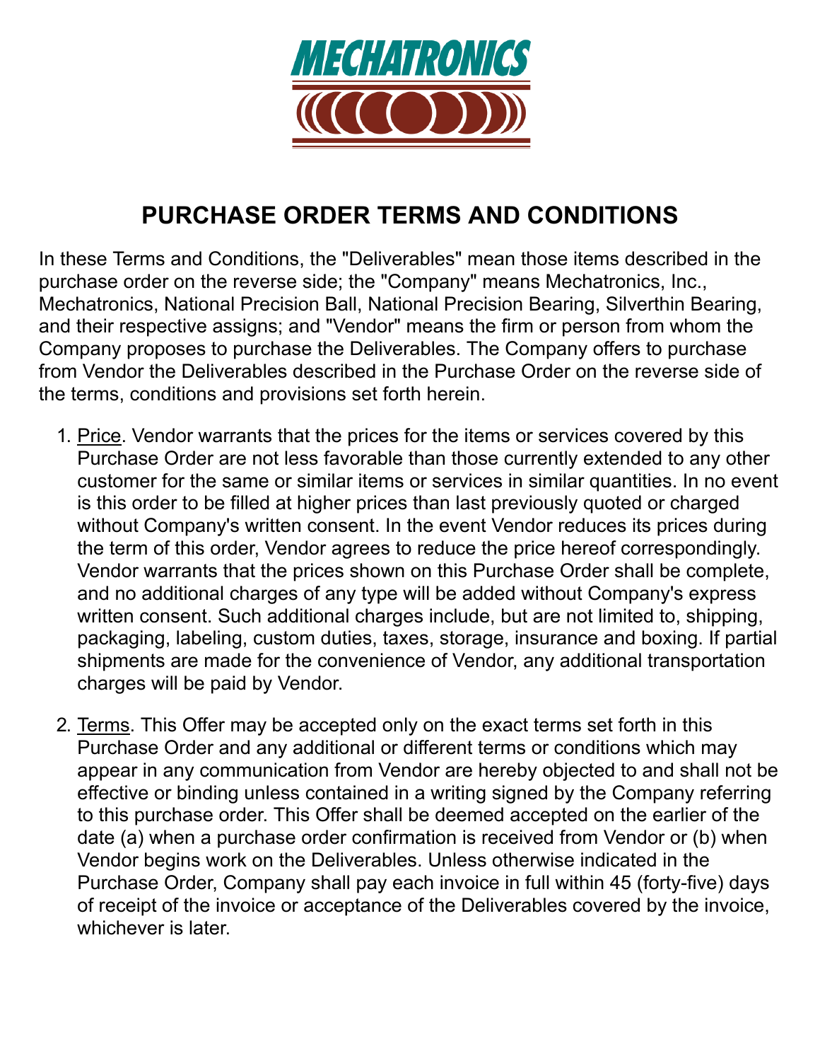MECHATRONICS

# PURCHASE ORDER TERMS AND CONDITIONS

In these Terms and Conditions, the "Deliverables" mean those items described in the purchase order on the reverse side; the "Company" means Mechatronics, Inc., Mechatronics, National Precision Ball, National Precision Bearing, Silverthin Bearing, and their respective assigns; and "Vendor" means the firm or person from whom the Company proposes to purchase the Deliverables. The Company offers to purchase from Vendor the Deliverables described in the Purchase Order on the reverse side of the terms, conditions and provisions set forth herein.

1. Price. Vendor warrants that the prices for the items or services covered by this Purchase Order are not less favorable than those currently extended to any other customer for the same or similar items or services in similar quantities. In no event is this order to be filled at higher prices than last previously quoted or charged without Company's written consent. In the event Vendor reduces its prices during the term of this order, Vendor agrees to reduce the price hereof correspondingly. Vendor warrants that the prices shown on this Purchase Order shall be complete, and no additional charges of any type will be added without Company's express written consent. Such additional charges include, but are not limited to, shipping, packaging, labeling, custom duties, taxes, storage, insurance and boxing. If partial shipments are made for the convenience of Vendor, any additional transportation charges will be paid by Vendor.

2. Terms. This Offer may be accepted only on the exact terms set forth in this Purchase Order and any additional or different terms or conditions which may appear in any communication from Vendor are hereby objected to and shall not be effective or binding unless contained in a writing signed by the Company referring to this purchase order. This Offer shall be deemed accepted on the earlier of the date (a) when a purchase order confirmation is received from Vendor or (b) when Vendor begins work on the Deliverables. Unless otherwise indicated in the Purchase Order, Company shall pay each invoice in full within 45 (forty-five) days of receipt of the invoice or acceptance of the Deliverables covered by the invoice, whichever is later.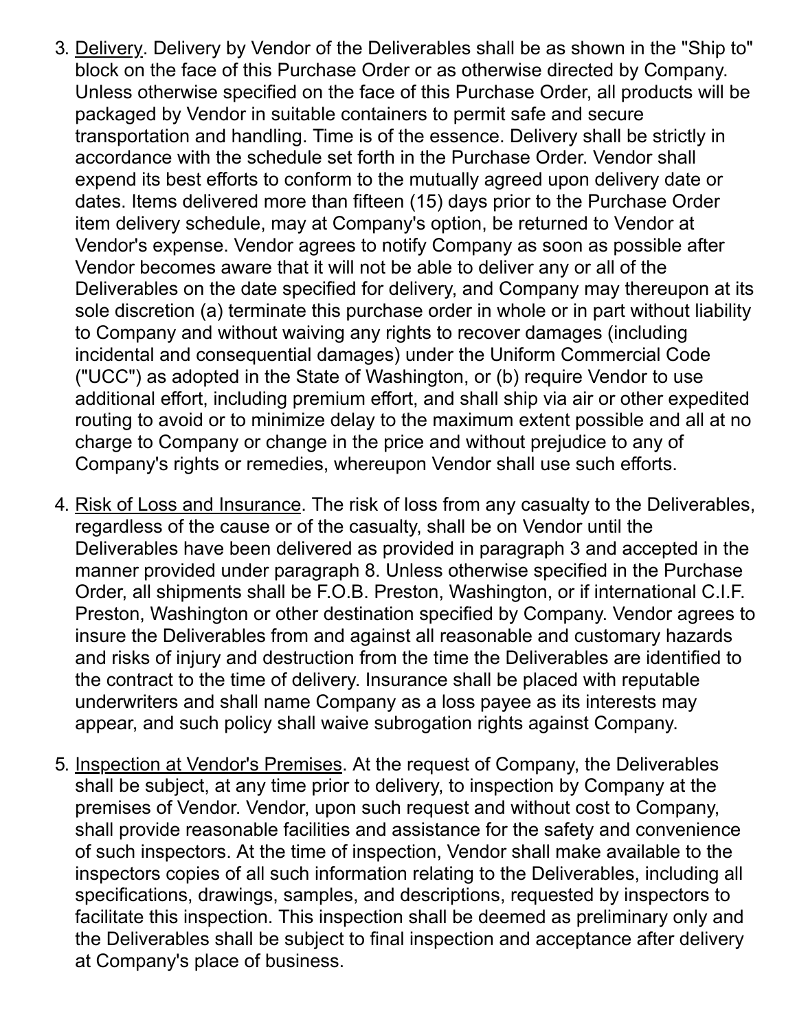3. <u>Delivery</u>. Delivery by Vendor of the Deliverables shall be as shown in the "Ship to" block on the face of this Purchase Order or as otherwise directed by Company. Unless otherwise specified on the face of this Purchase Order, all products will be packaged by Vendor in suitable containers to permit safe and secure transportation and handling. Time is of the essence. Delivery shall be strictly in accordance with the schedule set forth in the Purchase Order. Vendor shall expend its best efforts to conform to the mutually agreed upon delivery date or dates. Items delivered more than fifteen (15) days prior to the Purchase Order item delivery schedule, may at Company's option, be returned to Vendor at Vendor's expense. Vendor agrees to notify Company as soon as possible after Vendor becomes aware that it will not be able to deliver any or all of the Deliverables on the date specified for delivery, and Company may thereupon at its sole discretion (a) terminate this purchase order in whole or in part without liability to Company and without waiving any rights to recover damages (including incidental and consequential damages) under the Uniform Commercial Code ("UCC") as adopted in the State of Washington, or (b) require Vendor to use additional effort, including premium effort, and shall ship via air or other expedited routing to avoid or to minimize delay to the maximum extent possible and all at no charge to Company or change in the price and without prejudice to any of Company's rights or remedies, whereupon Vendor shall use such efforts.

4. <u>Risk of Loss and Insurance</u>. The risk of loss from any casualty to the Deliverables, regardless of the cause or of the casualty, shall be on Vendor until the Deliverables have been delivered as provided in paragraph 3 and accepted in the manner provided under paragraph 8. Unless otherwise specified in the Purchase Order, all shipments shall be F.O.B. Preston, Washington, or if international C.I.F. Preston, Washington or other destination specified by Company. Vendor agrees to insure the Deliverables from and against all reasonable and customary hazards and risks of injury and destruction from the time the Deliverables are identified to the contract to the time of delivery. Insurance shall be placed with reputable underwriters and shall name Company as a loss payee as its interests may appear, and such policy shall waive subrogation rights against Company.

5. <u>Inspection at Vendor's Premises</u>. At the request of Company, the Deliverables shall be subject, at any time prior to delivery, to inspection by Company at the premises of Vendor. Vendor, upon such request and without cost to Company, shall provide reasonable facilities and assistance for the safety and convenience of such inspectors. At the time of inspection, Vendor shall make available to the inspectors copies of all such information relating to the Deliverables, including all specifications, drawings, samples, and descriptions, requested by inspectors to facilitate this inspection. This inspection shall be deemed as preliminary only and the Deliverables shall be subject to final inspection and acceptance after delivery at Company's place of business.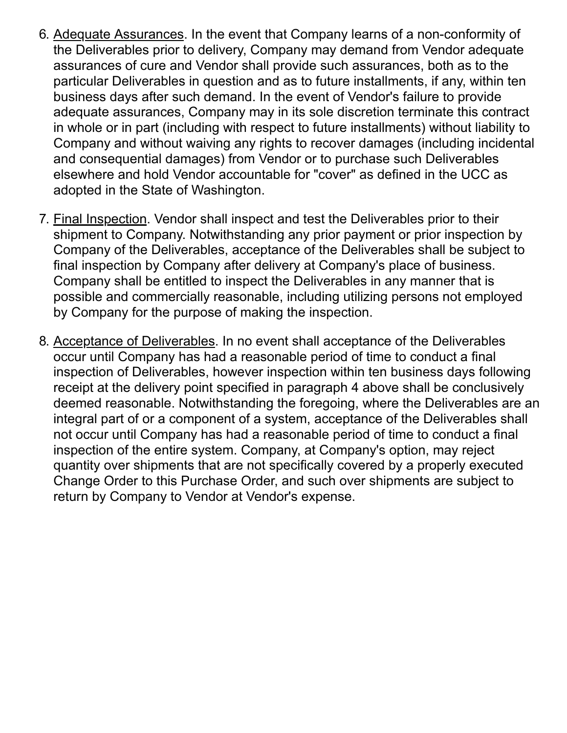6. Adequate Assurances. In the event that Company learns of a non-conformity of the Deliverables prior to delivery, Company may demand from Vendor adequate assurances of cure and Vendor shall provide such assurances, both as to the particular Deliverables in question and as to future installments, if any, within ten business days after such demand. In the event of Vendor's failure to provide adequate assurances, Company may in its sole discretion terminate this contract in whole or in part (including with respect to future installments) without liability to Company and without waiving any rights to recover damages (including incidental and consequential damages) from Vendor or to purchase such Deliverables elsewhere and hold Vendor accountable for "cover" as defined in the UCC as adopted in the State of Washington.

7. Final Inspection. Vendor shall inspect and test the Deliverables prior to their shipment to Company. Notwithstanding any prior payment or prior inspection by Company of the Deliverables, acceptance of the Deliverables shall be subject to final inspection by Company after delivery at Company's place of business. Company shall be entitled to inspect the Deliverables in any manner that is possible and commercially reasonable, including utilizing persons not employed by Company for the purpose of making the inspection.

8. Acceptance of Deliverables. In no event shall acceptance of the Deliverables occur until Company has had a reasonable period of time to conduct a final inspection of Deliverables, however inspection within ten business days following receipt at the delivery point specified in paragraph 4 above shall be conclusively deemed reasonable. Notwithstanding the foregoing, where the Deliverables are an integral part of or a component of a system, acceptance of the Deliverables shall not occur until Company has had a reasonable period of time to conduct a final inspection of the entire system. Company, at Company's option, may reject quantity over shipments that are not specifically covered by a properly executed Change Order to this Purchase Order, and such over shipments are subject to return by Company to Vendor at Vendor's expense.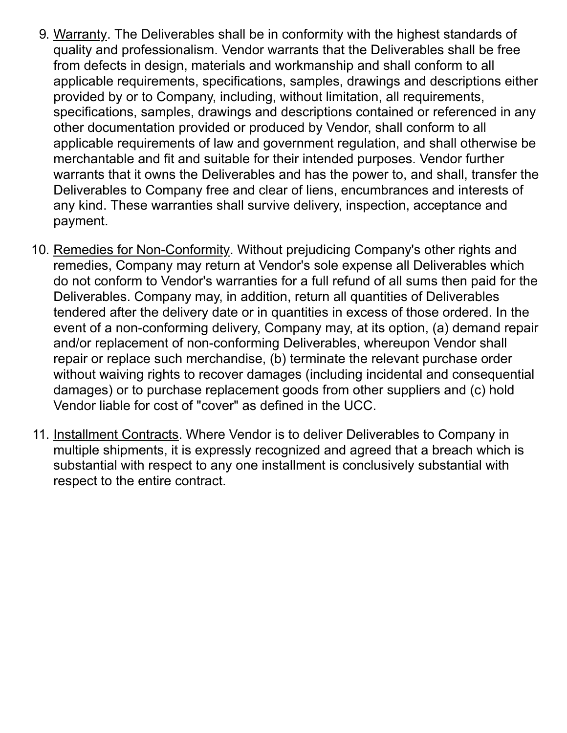9. <u>Warranty</u>. The Deliverables shall be in conformity with the highest standards of quality and professionalism. Vendor warrants that the Deliverables shall be free from defects in design, materials and workmanship and shall conform to all applicable requirements, specifications, samples, drawings and descriptions either provided by or to Company, including, without limitation, all requirements, specifications, samples, drawings and descriptions contained or referenced in any other documentation provided or produced by Vendor, shall conform to all applicable requirements of law and government regulation, and shall otherwise be merchantable and fit and suitable for their intended purposes. Vendor further warrants that it owns the Deliverables and has the power to, and shall, transfer the Deliverables to Company free and clear of liens, encumbrances and interests of any kind. These warranties shall survive delivery, inspection, acceptance and payment.

10. <u>Remedies for Non-Conformity</u>. Without prejudicing Company's other rights and remedies, Company may return at Vendor's sole expense all Deliverables which do not conform to Vendor's warranties for a full refund of all sums then paid for the Deliverables. Company may, in addition, return all quantities of Deliverables tendered after the delivery date or in quantities in excess of those ordered. In the event of a non-conforming delivery, Company may, at its option, (a) demand repair and/or replacement of non-conforming Deliverables, whereupon Vendor shall repair or replace such merchandise, (b) terminate the relevant purchase order without waiving rights to recover damages (including incidental and consequential damages) or to purchase replacement goods from other suppliers and (c) hold Vendor liable for cost of "cover" as defined in the UCC.

11. <u>Installment Contracts</u>. Where Vendor is to deliver Deliverables to Company in multiple shipments, it is expressly recognized and agreed that a breach which is substantial with respect to any one installment is conclusively substantial with respect to the entire contract.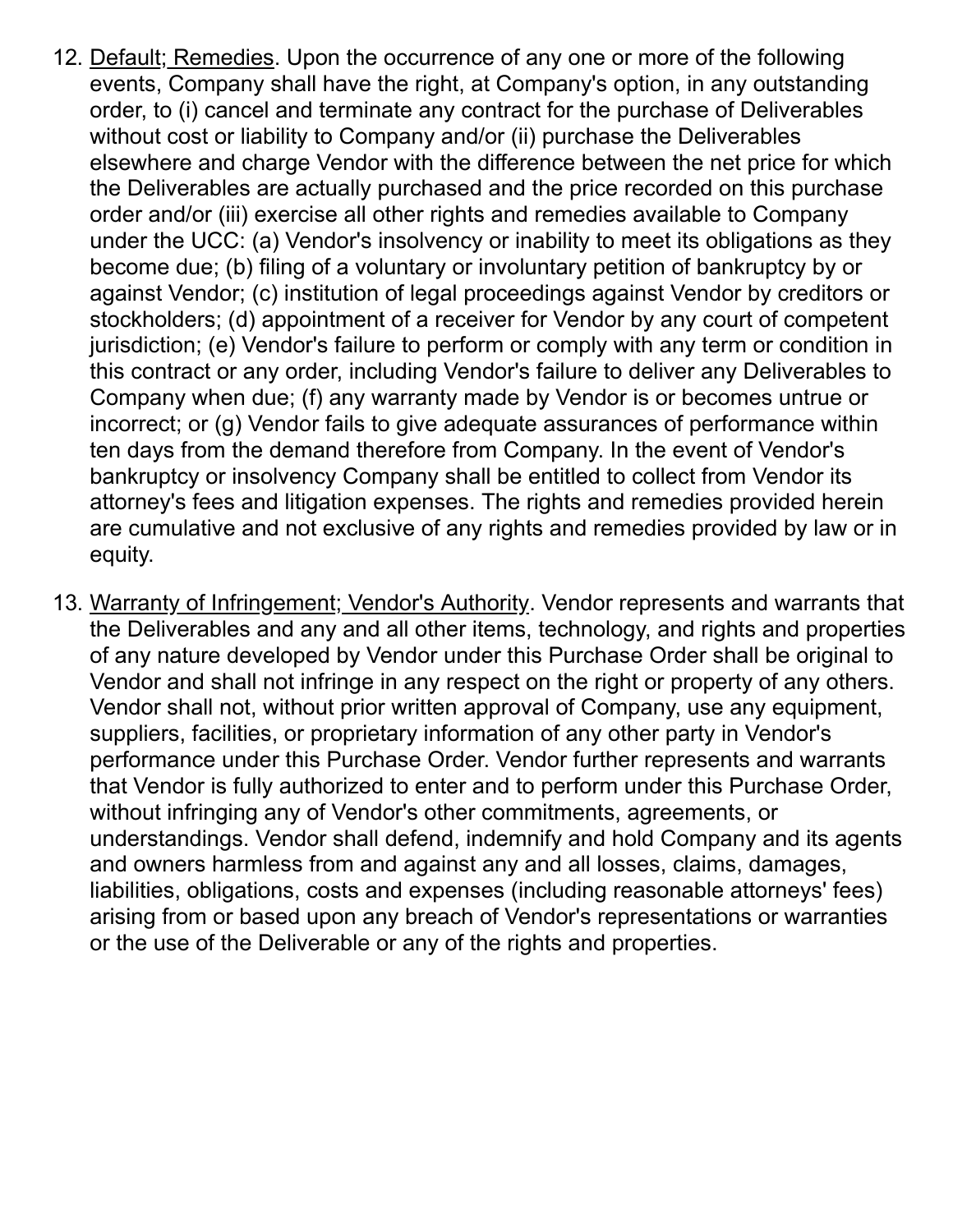12. Default; Remedies. Upon the occurrence of any one or more of the following events, Company shall have the right, at Company's option, in any outstanding order, to (i) cancel and terminate any contract for the purchase of Deliverables without cost or liability to Company and/or (ii) purchase the Deliverables elsewhere and charge Vendor with the difference between the net price for which the Deliverables are actually purchased and the price recorded on this purchase order and/or (iii) exercise all other rights and remedies available to Company under the UCC: (a) Vendor's insolvency or inability to meet its obligations as they become due; (b) filing of a voluntary or involuntary petition of bankruptcy by or against Vendor; (c) institution of legal proceedings against Vendor by creditors or stockholders; (d) appointment of a receiver for Vendor by any court of competent jurisdiction; (e) Vendor's failure to perform or comply with any term or condition in this contract or any order, including Vendor's failure to deliver any Deliverables to Company when due; (f) any warranty made by Vendor is or becomes untrue or incorrect; or (g) Vendor fails to give adequate assurances of performance within ten days from the demand therefore from Company. In the event of Vendor's bankruptcy or insolvency Company shall be entitled to collect from Vendor its attorney's fees and litigation expenses. The rights and remedies provided herein are cumulative and not exclusive of any rights and remedies provided by law or in equity.

13. Warranty of Infringement; Vendor's Authority. Vendor represents and warrants that the Deliverables and any and all other items, technology, and rights and properties of any nature developed by Vendor under this Purchase Order shall be original to Vendor and shall not infringe in any respect on the right or property of any others. Vendor shall not, without prior written approval of Company, use any equipment, suppliers, facilities, or proprietary information of any other party in Vendor's performance under this Purchase Order. Vendor further represents and warrants that Vendor is fully authorized to enter and to perform under this Purchase Order, without infringing any of Vendor's other commitments, agreements, or understandings. Vendor shall defend, indemnify and hold Company and its agents and owners harmless from and against any and all losses, claims, damages, liabilities, obligations, costs and expenses (including reasonable attorneys' fees) arising from or based upon any breach of Vendor's representations or warranties or the use of the Deliverable or any of the rights and properties.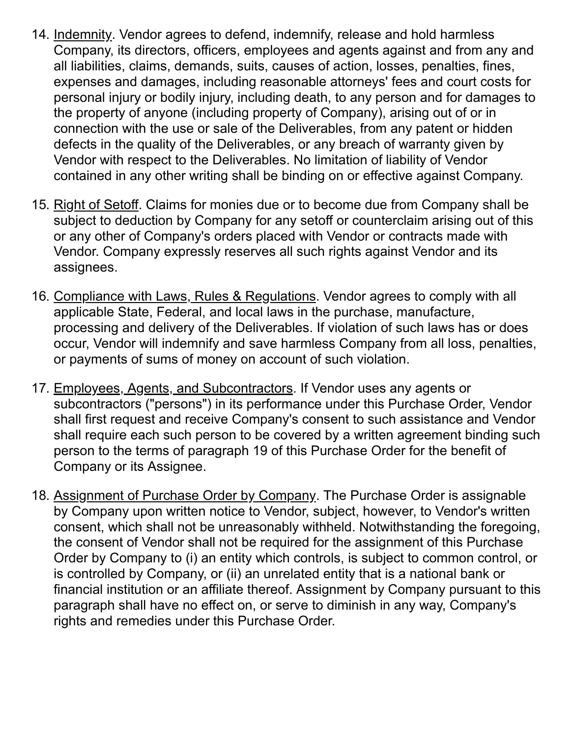14. <u>Indemnity</u>. Vendor agrees to defend, indemnify, release and hold harmless Company, its directors, officers, employees and agents against and from any and all liabilities, claims, demands, suits, causes of action, losses, penalties, fines, expenses and damages, including reasonable attorneys' fees and court costs for personal injury or bodily injury, including death, to any person and for damages to the property of anyone (including property of Company), arising out of or in connection with the use or sale of the Deliverables, from any patent or hidden defects in the quality of the Deliverables, or any breach of warranty given by Vendor with respect to the Deliverables. No limitation of liability of Vendor contained in any other writing shall be binding on or effective against Company.

15. <u>Right of Setoff</u>. Claims for monies due or to become due from Company shall be subject to deduction by Company for any setoff or counterclaim arising out of this or any other of Company's orders placed with Vendor or contracts made with Vendor. Company expressly reserves all such rights against Vendor and its assignees.

16. <u>Compliance with Laws, Rules & Regulations</u>. Vendor agrees to comply with all applicable State, Federal, and local laws in the purchase, manufacture, processing and delivery of the Deliverables. If violation of such laws has or does occur, Vendor will indemnify and save harmless Company from all loss, penalties, or payments of sums of money on account of such violation.

17. <u>Employees, Agents, and Subcontractors</u>. If Vendor uses any agents or subcontractors ("persons") in its performance under this Purchase Order, Vendor shall first request and receive Company's consent to such assistance and Vendor shall require each such person to be covered by a written agreement binding such person to the terms of paragraph 19 of this Purchase Order for the benefit of Company or its Assignee.

18. <u>Assignment of Purchase Order by Company</u>. The Purchase Order is assignable by Company upon written notice to Vendor, subject, however, to Vendor's written consent, which shall not be unreasonably withheld. Notwithstanding the foregoing, the consent of Vendor shall not be required for the assignment of this Purchase Order by Company to (i) an entity which controls, is subject to common control, or is controlled by Company, or (ii) an unrelated entity that is a national bank or financial institution or an affiliate thereof. Assignment by Company pursuant to this paragraph shall have no effect on, or serve to diminish in any way, Company's rights and remedies under this Purchase Order.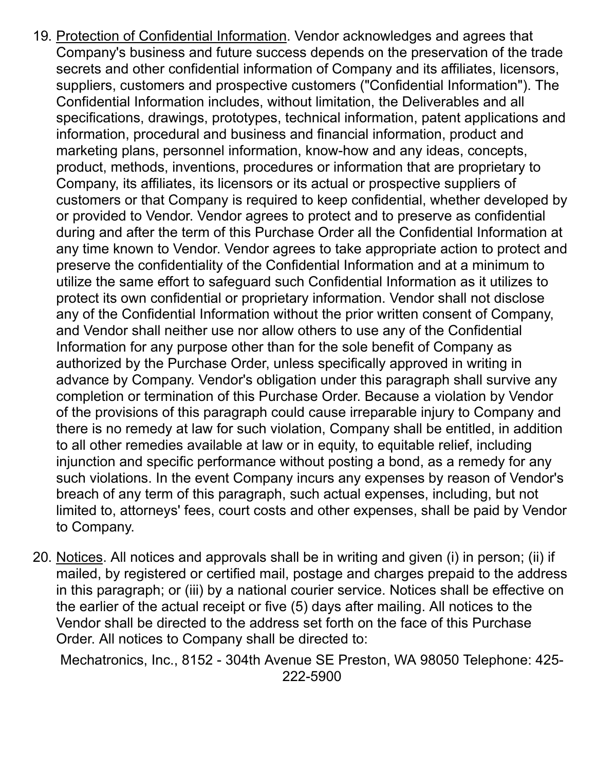19. <u>Protection of Confidential Information</u>. Vendor acknowledges and agrees that Company's business and future success depends on the preservation of the trade secrets and other confidential information of Company and its affiliates, licensors, suppliers, customers and prospective customers ("Confidential Information"). The Confidential Information includes, without limitation, the Deliverables and all specifications, drawings, prototypes, technical information, patent applications and information, procedural and business and financial information, product and marketing plans, personnel information, know-how and any ideas, concepts, product, methods, inventions, procedures or information that are proprietary to Company, its affiliates, its licensors or its actual or prospective suppliers of customers or that Company is required to keep confidential, whether developed by or provided to Vendor. Vendor agrees to protect and to preserve as confidential during and after the term of this Purchase Order all the Confidential Information at any time known to Vendor. Vendor agrees to take appropriate action to protect and preserve the confidentiality of the Confidential Information and at a minimum to utilize the same effort to safeguard such Confidential Information as it utilizes to protect its own confidential or proprietary information. Vendor shall not disclose any of the Confidential Information without the prior written consent of Company, and Vendor shall neither use nor allow others to use any of the Confidential Information for any purpose other than for the sole benefit of Company as authorized by the Purchase Order, unless specifically approved in writing in advance by Company. Vendor's obligation under this paragraph shall survive any completion or termination of this Purchase Order. Because a violation by Vendor of the provisions of this paragraph could cause irreparable injury to Company and there is no remedy at law for such violation, Company shall be entitled, in addition to all other remedies available at law or in equity, to equitable relief, including injunction and specific performance without posting a bond, as a remedy for any such violations. In the event Company incurs any expenses by reason of Vendor's breach of any term of this paragraph, such actual expenses, including, but not limited to, attorneys' fees, court costs and other expenses, shall be paid by Vendor to Company.

20. <u>Notices</u>. All notices and approvals shall be in writing and given (i) in person; (ii) if mailed, by registered or certified mail, postage and charges prepaid to the address in this paragraph; or (iii) by a national courier service. Notices shall be effective on the earlier of the actual receipt or five (5) days after mailing. All notices to the Vendor shall be directed to the address set forth on the face of this Purchase Order. All notices to Company shall be directed to:

    Mechatronics, Inc., 8152 - 304th Avenue SE Preston, WA 98050 Telephone: 425-222-5900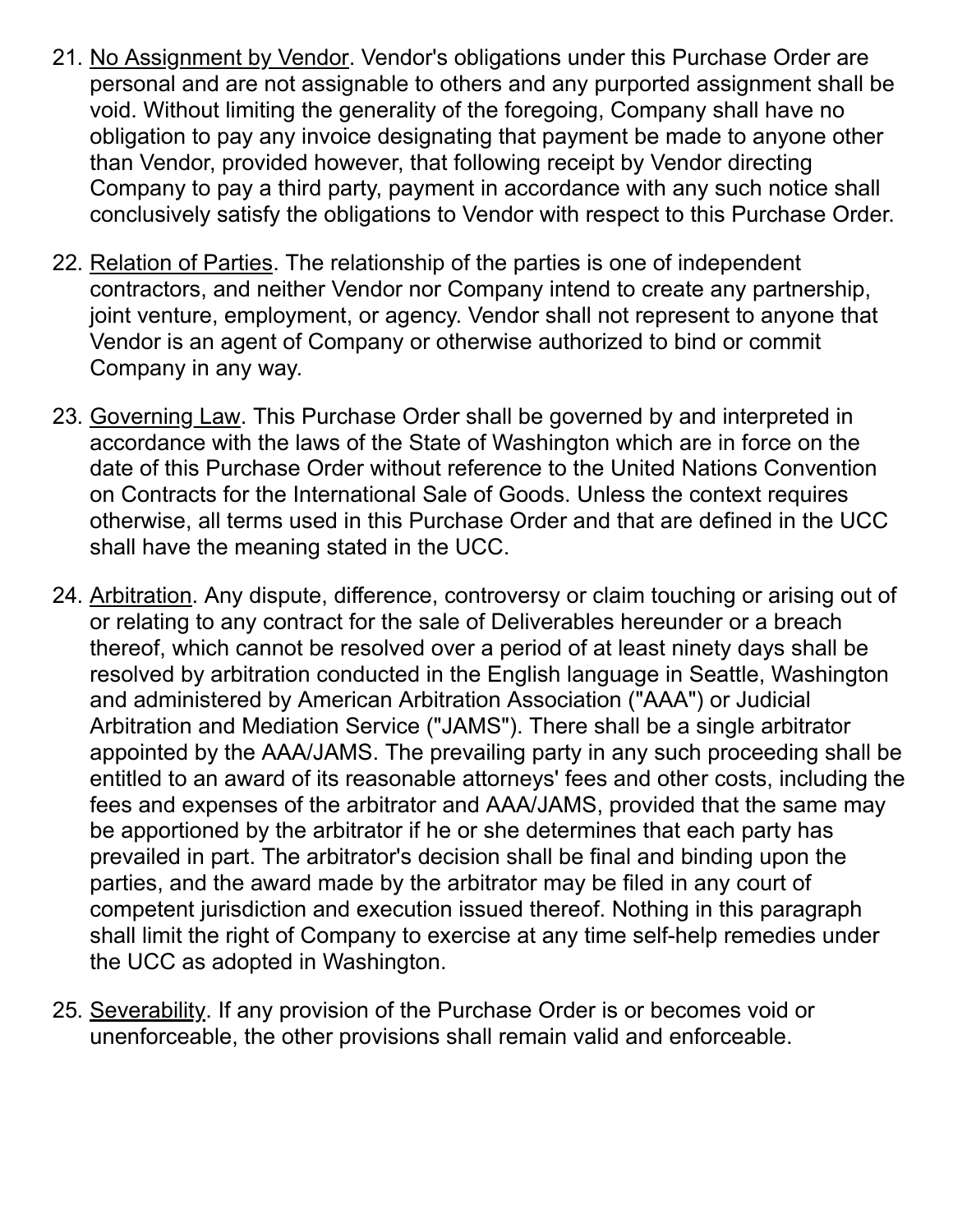21. No Assignment by Vendor. Vendor's obligations under this Purchase Order are personal and are not assignable to others and any purported assignment shall be void. Without limiting the generality of the foregoing, Company shall have no obligation to pay any invoice designating that payment be made to anyone other than Vendor, provided however, that following receipt by Vendor directing Company to pay a third party, payment in accordance with any such notice shall conclusively satisfy the obligations to Vendor with respect to this Purchase Order.

22. Relation of Parties. The relationship of the parties is one of independent contractors, and neither Vendor nor Company intend to create any partnership, joint venture, employment, or agency. Vendor shall not represent to anyone that Vendor is an agent of Company or otherwise authorized to bind or commit Company in any way.

23. Governing Law. This Purchase Order shall be governed by and interpreted in accordance with the laws of the State of Washington which are in force on the date of this Purchase Order without reference to the United Nations Convention on Contracts for the International Sale of Goods. Unless the context requires otherwise, all terms used in this Purchase Order and that are defined in the UCC shall have the meaning stated in the UCC.

24. Arbitration. Any dispute, difference, controversy or claim touching or arising out of or relating to any contract for the sale of Deliverables hereunder or a breach thereof, which cannot be resolved over a period of at least ninety days shall be resolved by arbitration conducted in the English language in Seattle, Washington and administered by American Arbitration Association ("AAA") or Judicial Arbitration and Mediation Service ("JAMS"). There shall be a single arbitrator appointed by the AAA/JAMS. The prevailing party in any such proceeding shall be entitled to an award of its reasonable attorneys' fees and other costs, including the fees and expenses of the arbitrator and AAA/JAMS, provided that the same may be apportioned by the arbitrator if he or she determines that each party has prevailed in part. The arbitrator's decision shall be final and binding upon the parties, and the award made by the arbitrator may be filed in any court of competent jurisdiction and execution issued thereof. Nothing in this paragraph shall limit the right of Company to exercise at any time self-help remedies under the UCC as adopted in Washington.

25. Severability. If any provision of the Purchase Order is or becomes void or unenforceable, the other provisions shall remain valid and enforceable.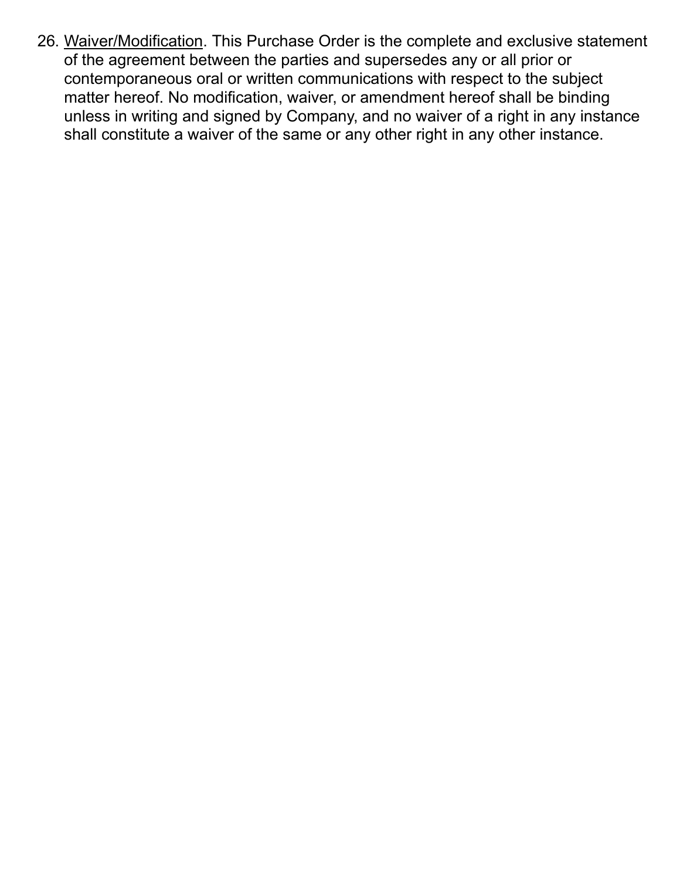26. Waiver/Modification. This Purchase Order is the complete and exclusive statement of the agreement between the parties and supersedes any or all prior or contemporaneous oral or written communications with respect to the subject matter hereof. No modification, waiver, or amendment hereof shall be binding unless in writing and signed by Company, and no waiver of a right in any instance shall constitute a waiver of the same or any other right in any other instance.